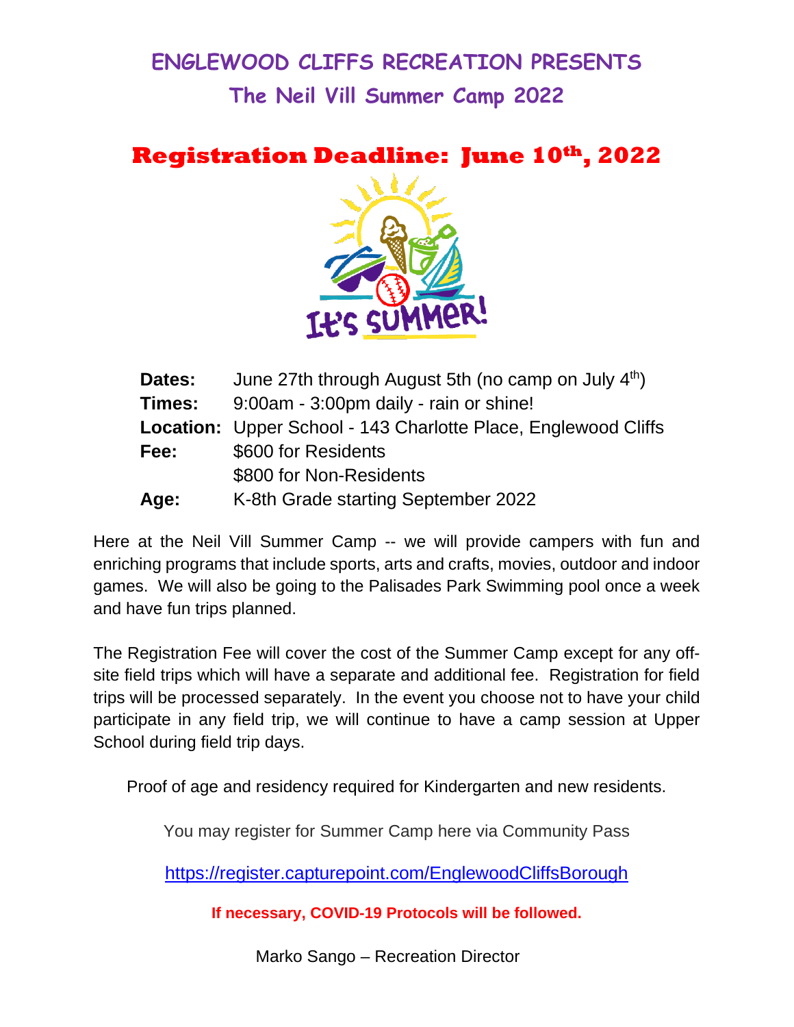# ENGLEWOOD CLIFFS RECREATION PRESENTS

## The Neil Vill Summer Camp 2022

## Registration Deadline: June 10th, 2022

It's SUMMER!

| | |
|---|---|
| **Dates:** | June 27th through August 5th (no camp on July 4th) |
| **Times:** | 9:00am - 3:00pm daily - rain or shine! |
| **Location:** | Upper School - 143 Charlotte Place, Englewood Cliffs |
| **Fee:** | $600 for Residents |
| | $800 for Non-Residents |
| **Age:** | K-8th Grade starting September 2022 |

Here at the Neil Vill Summer Camp -- we will provide campers with fun and enriching programs that include sports, arts and crafts, movies, outdoor and indoor games. We will also be going to the Palisades Park Swimming pool once a week and have fun trips planned.

The Registration Fee will cover the cost of the Summer Camp except for any off-site field trips which will have a separate and additional fee. Registration for field trips will be processed separately. In the event you choose not to have your child participate in any field trip, we will continue to have a camp session at Upper School during field trip days.

Proof of age and residency required for Kindergarten and new residents.

You may register for Summer Camp here via Community Pass

https://register.capturepoint.com/EnglewoodCliffsBorough

**If necessary, COVID-19 Protocols will be followed.**

Marko Sango – Recreation Director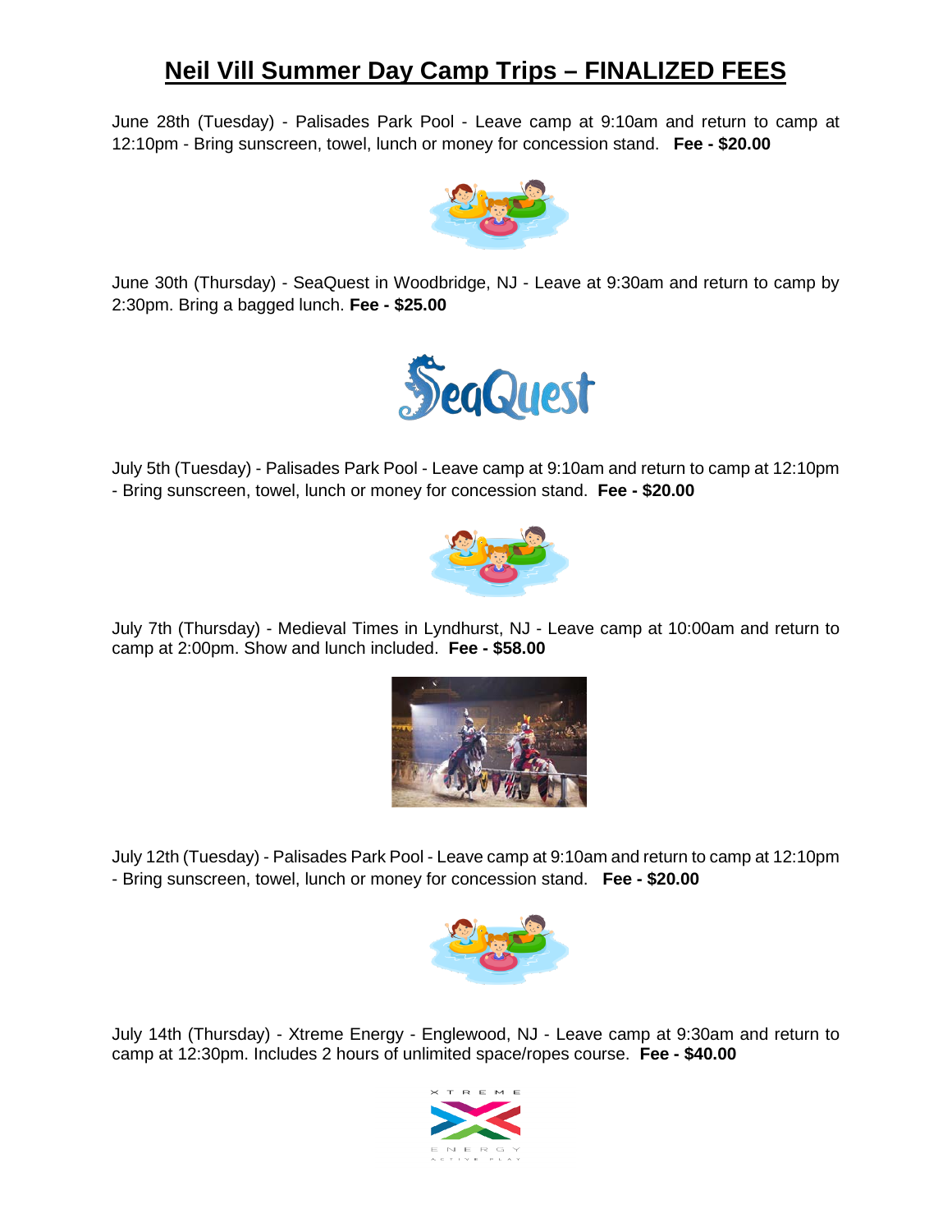# Neil Vill Summer Day Camp Trips – FINALIZED FEES

June 28th (Tuesday) - Palisades Park Pool - Leave camp at 9:10am and return to camp at 12:10pm - Bring sunscreen, towel, lunch or money for concession stand. **Fee - $20.00**

June 30th (Thursday) - SeaQuest in Woodbridge, NJ - Leave at 9:30am and return to camp by 2:30pm. Bring a bagged lunch. **Fee - $25.00**

July 5th (Tuesday) - Palisades Park Pool - Leave camp at 9:10am and return to camp at 12:10pm - Bring sunscreen, towel, lunch or money for concession stand. **Fee - $20.00**

July 7th (Thursday) - Medieval Times in Lyndhurst, NJ - Leave camp at 10:00am and return to camp at 2:00pm. Show and lunch included. **Fee - $58.00**

July 12th (Tuesday) - Palisades Park Pool - Leave camp at 9:10am and return to camp at 12:10pm - Bring sunscreen, towel, lunch or money for concession stand. **Fee - $20.00**

July 14th (Thursday) - Xtreme Energy - Englewood, NJ - Leave camp at 9:30am and return to camp at 12:30pm. Includes 2 hours of unlimited space/ropes course. **Fee - $40.00**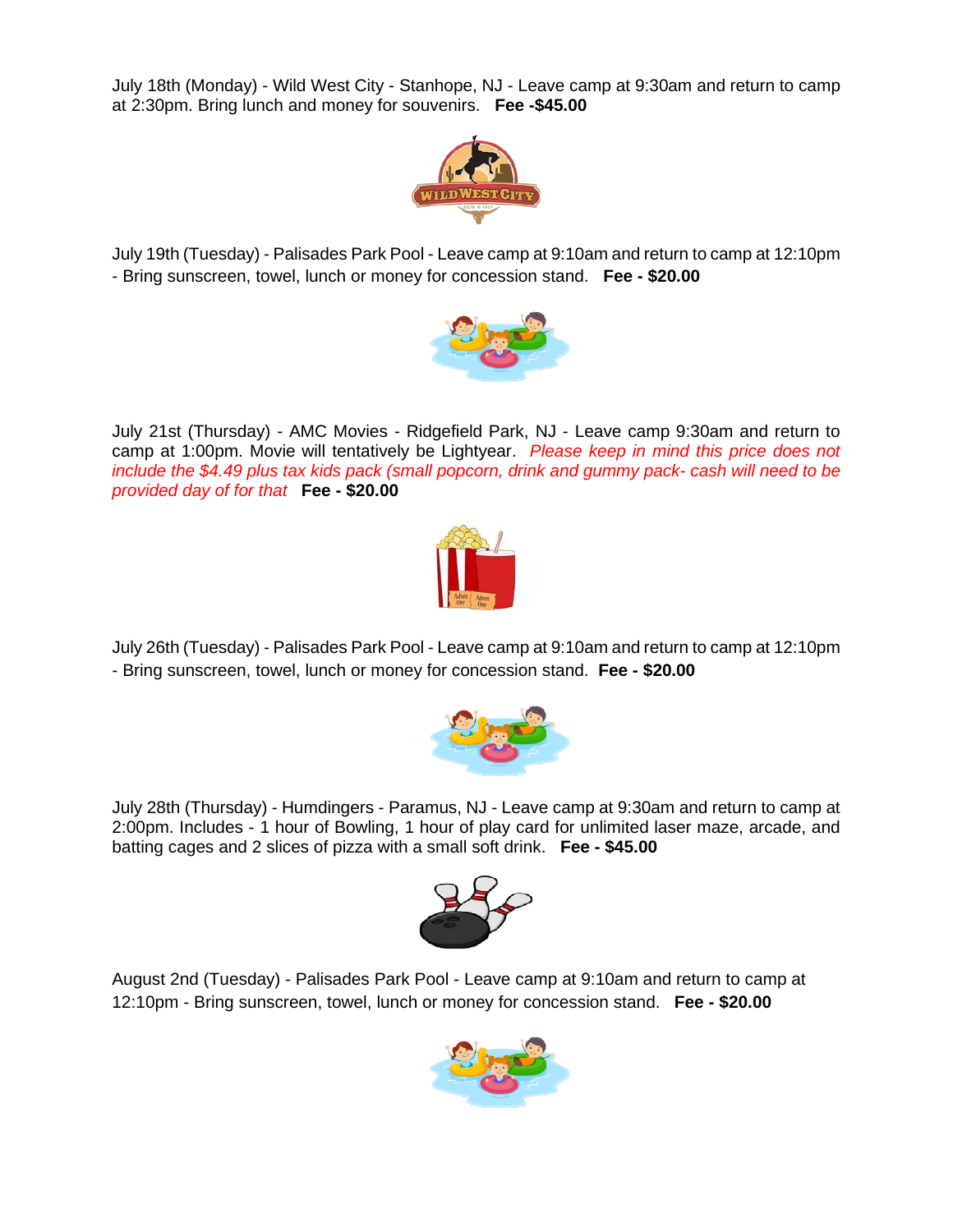July 18th (Monday) - Wild West City - Stanhope, NJ - Leave camp at 9:30am and return to camp at 2:30pm. Bring lunch and money for souvenirs. **Fee -$45.00**

July 19th (Tuesday) - Palisades Park Pool - Leave camp at 9:10am and return to camp at 12:10pm - Bring sunscreen, towel, lunch or money for concession stand. **Fee - $20.00**

July 21st (Thursday) - AMC Movies - Ridgefield Park, NJ - Leave camp 9:30am and return to camp at 1:00pm. Movie will tentatively be Lightyear. *Please keep in mind this price does not include the $4.49 plus tax kids pack (small popcorn, drink and gummy pack- cash will need to be provided day of for that* **Fee - $20.00**

July 26th (Tuesday) - Palisades Park Pool - Leave camp at 9:10am and return to camp at 12:10pm - Bring sunscreen, towel, lunch or money for concession stand. **Fee - $20.00**

July 28th (Thursday) - Humdingers - Paramus, NJ - Leave camp at 9:30am and return to camp at 2:00pm. Includes - 1 hour of Bowling, 1 hour of play card for unlimited laser maze, arcade, and batting cages and 2 slices of pizza with a small soft drink. **Fee - $45.00**

August 2nd (Tuesday) - Palisades Park Pool - Leave camp at 9:10am and return to camp at 12:10pm - Bring sunscreen, towel, lunch or money for concession stand. **Fee - $20.00**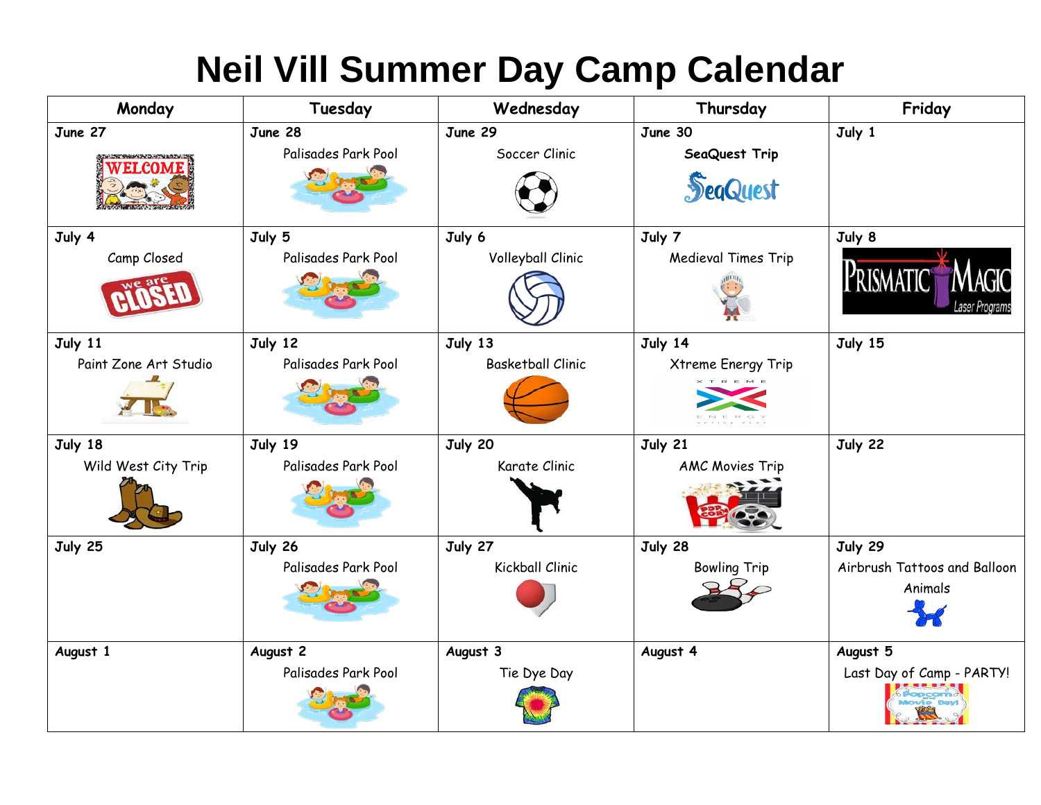# Neil Vill Summer Day Camp Calendar

| Monday | Tuesday | Wednesday | Thursday | Friday |
|---|---|---|---|---|
| **June 27** | **June 28** Palisades Park Pool | **June 29** Soccer Clinic | **June 30** **SeaQuest Trip** | **July 1** |
| **July 4** Camp Closed | **July 5** Palisades Park Pool | **July 6** Volleyball Clinic | **July 7** Medieval Times Trip | **July 8** |
| **July 11** Paint Zone Art Studio | **July 12** Palisades Park Pool | **July 13** Basketball Clinic | **July 14** Xtreme Energy Trip | **July 15** |
| **July 18** Wild West City Trip | **July 19** Palisades Park Pool | **July 20** Karate Clinic | **July 21** AMC Movies Trip | **July 22** |
| **July 25** | **July 26** Palisades Park Pool | **July 27** Kickball Clinic | **July 28** Bowling Trip | **July 29** Airbrush Tattoos and Balloon Animals |
| **August 1** | **August 2** Palisades Park Pool | **August 3** Tie Dye Day | **August 4** | **August 5** Last Day of Camp - PARTY! |